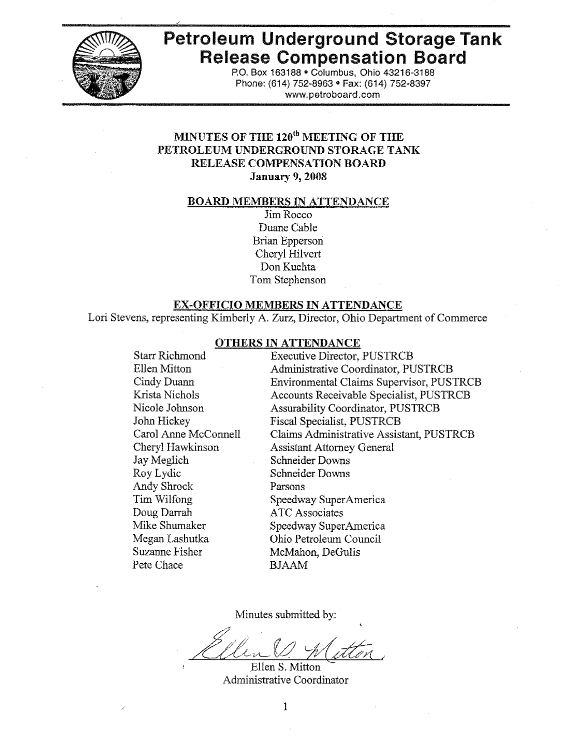# Petroleum Underground Storage Tank Release Compensation Board

P.O. Box 163188 • Columbus, Ohio 43216-3188
Phone: (614) 752-8963 • Fax: (614) 752-8397
www.petroboard.com

## MINUTES OF THE 120th MEETING OF THE PETROLEUM UNDERGROUND STORAGE TANK RELEASE COMPENSATION BOARD

**January 9, 2008**

### BOARD MEMBERS IN ATTENDANCE

Jim Rocco
Duane Cable
Brian Epperson
Cheryl Hilvert
Don Kuchta
Tom Stephenson

### EX-OFFICIO MEMBERS IN ATTENDANCE

Lori Stevens, representing Kimberly A. Zurz, Director, Ohio Department of Commerce

### OTHERS IN ATTENDANCE

| | |
|---|---|
| Starr Richmond | Executive Director, PUSTRCB |
| Ellen Mitton | Administrative Coordinator, PUSTRCB |
| Cindy Duann | Environmental Claims Supervisor, PUSTRCB |
| Krista Nichols | Accounts Receivable Specialist, PUSTRCB |
| Nicole Johnson | Assurability Coordinator, PUSTRCB |
| John Hickey | Fiscal Specialist, PUSTRCB |
| Carol Anne McConnell | Claims Administrative Assistant, PUSTRCB |
| Cheryl Hawkinson | Assistant Attorney General |
| Jay Meglich | Schneider Downs |
| Roy Lydic | Schneider Downs |
| Andy Shrock | Parsons |
| Tim Wilfong | Speedway SuperAmerica |
| Doug Darrah | ATC Associates |
| Mike Shumaker | Speedway SuperAmerica |
| Megan Lashutka | Ohio Petroleum Council |
| Suzanne Fisher | McMahon, DeGulis |
| Pete Chace | BJAAM |

Minutes submitted by:

Ellen S. Mitton
Administrative Coordinator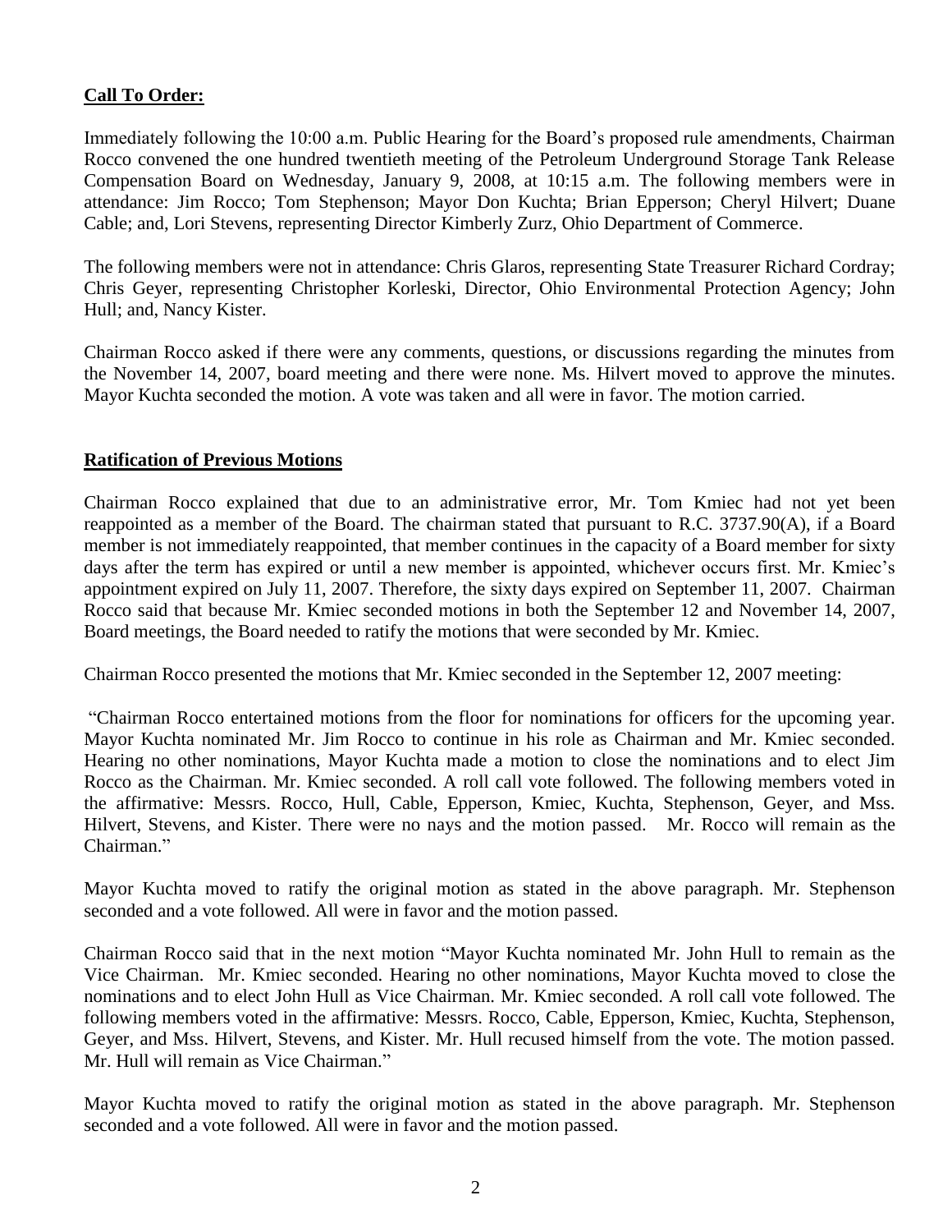**Call To Order:**

Immediately following the 10:00 a.m. Public Hearing for the Board's proposed rule amendments, Chairman Rocco convened the one hundred twentieth meeting of the Petroleum Underground Storage Tank Release Compensation Board on Wednesday, January 9, 2008, at 10:15 a.m. The following members were in attendance: Jim Rocco; Tom Stephenson; Mayor Don Kuchta; Brian Epperson; Cheryl Hilvert; Duane Cable; and, Lori Stevens, representing Director Kimberly Zurz, Ohio Department of Commerce.

The following members were not in attendance: Chris Glaros, representing State Treasurer Richard Cordray; Chris Geyer, representing Christopher Korleski, Director, Ohio Environmental Protection Agency; John Hull; and, Nancy Kister.

Chairman Rocco asked if there were any comments, questions, or discussions regarding the minutes from the November 14, 2007, board meeting and there were none. Ms. Hilvert moved to approve the minutes. Mayor Kuchta seconded the motion. A vote was taken and all were in favor. The motion carried.

**Ratification of Previous Motions**

Chairman Rocco explained that due to an administrative error, Mr. Tom Kmiec had not yet been reappointed as a member of the Board. The chairman stated that pursuant to R.C. 3737.90(A), if a Board member is not immediately reappointed, that member continues in the capacity of a Board member for sixty days after the term has expired or until a new member is appointed, whichever occurs first. Mr. Kmiec's appointment expired on July 11, 2007. Therefore, the sixty days expired on September 11, 2007. Chairman Rocco said that because Mr. Kmiec seconded motions in both the September 12 and November 14, 2007, Board meetings, the Board needed to ratify the motions that were seconded by Mr. Kmiec.

Chairman Rocco presented the motions that Mr. Kmiec seconded in the September 12, 2007 meeting:

"Chairman Rocco entertained motions from the floor for nominations for officers for the upcoming year. Mayor Kuchta nominated Mr. Jim Rocco to continue in his role as Chairman and Mr. Kmiec seconded. Hearing no other nominations, Mayor Kuchta made a motion to close the nominations and to elect Jim Rocco as the Chairman. Mr. Kmiec seconded. A roll call vote followed. The following members voted in the affirmative: Messrs. Rocco, Hull, Cable, Epperson, Kmiec, Kuchta, Stephenson, Geyer, and Mss. Hilvert, Stevens, and Kister. There were no nays and the motion passed. Mr. Rocco will remain as the Chairman."

Mayor Kuchta moved to ratify the original motion as stated in the above paragraph. Mr. Stephenson seconded and a vote followed. All were in favor and the motion passed.

Chairman Rocco said that in the next motion "Mayor Kuchta nominated Mr. John Hull to remain as the Vice Chairman. Mr. Kmiec seconded. Hearing no other nominations, Mayor Kuchta moved to close the nominations and to elect John Hull as Vice Chairman. Mr. Kmiec seconded. A roll call vote followed. The following members voted in the affirmative: Messrs. Rocco, Cable, Epperson, Kmiec, Kuchta, Stephenson, Geyer, and Mss. Hilvert, Stevens, and Kister. Mr. Hull recused himself from the vote. The motion passed. Mr. Hull will remain as Vice Chairman."

Mayor Kuchta moved to ratify the original motion as stated in the above paragraph. Mr. Stephenson seconded and a vote followed. All were in favor and the motion passed.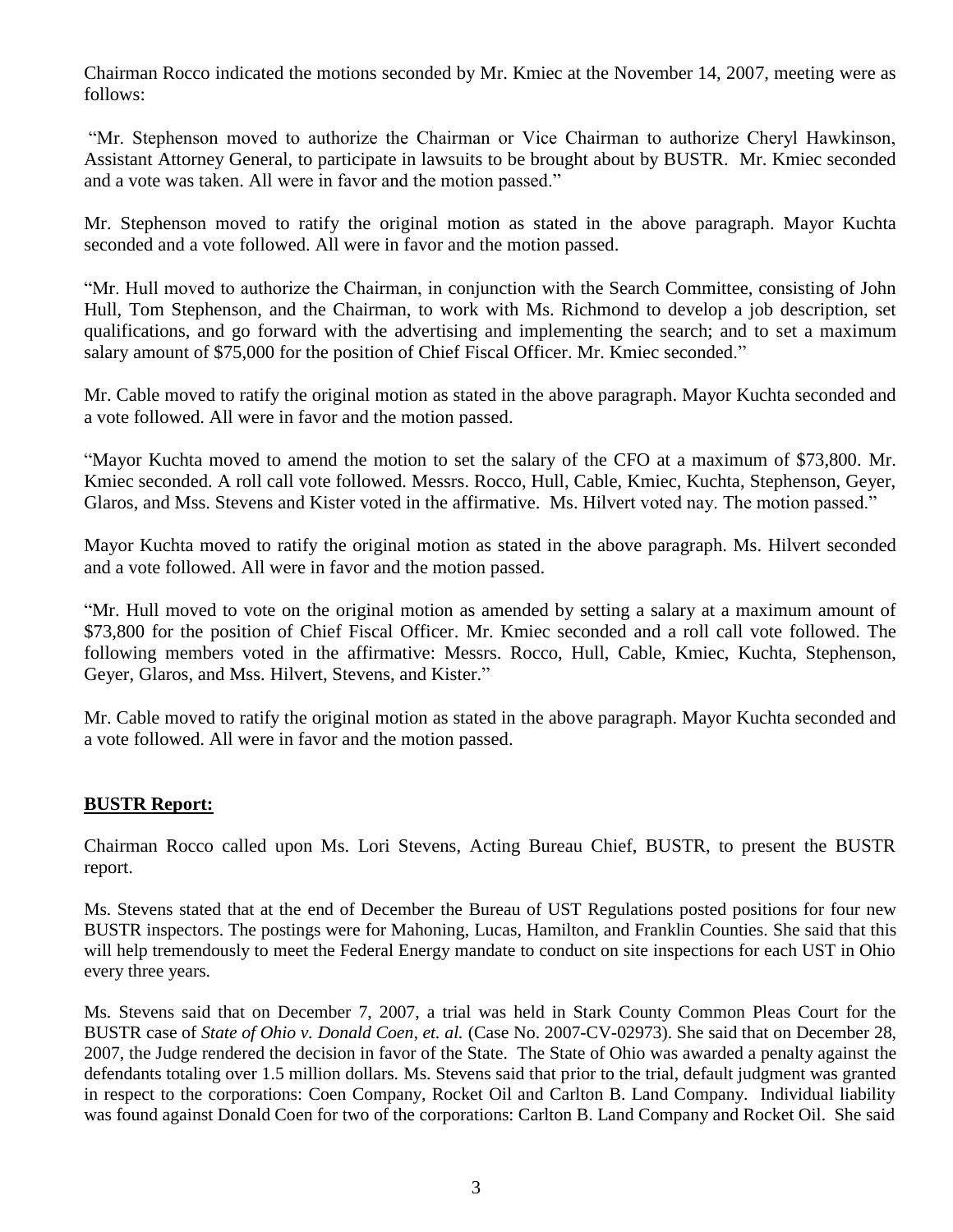Chairman Rocco indicated the motions seconded by Mr. Kmiec at the November 14, 2007, meeting were as follows:

"Mr. Stephenson moved to authorize the Chairman or Vice Chairman to authorize Cheryl Hawkinson, Assistant Attorney General, to participate in lawsuits to be brought about by BUSTR. Mr. Kmiec seconded and a vote was taken. All were in favor and the motion passed."

Mr. Stephenson moved to ratify the original motion as stated in the above paragraph. Mayor Kuchta seconded and a vote followed. All were in favor and the motion passed.

"Mr. Hull moved to authorize the Chairman, in conjunction with the Search Committee, consisting of John Hull, Tom Stephenson, and the Chairman, to work with Ms. Richmond to develop a job description, set qualifications, and go forward with the advertising and implementing the search; and to set a maximum salary amount of $75,000 for the position of Chief Fiscal Officer. Mr. Kmiec seconded."

Mr. Cable moved to ratify the original motion as stated in the above paragraph. Mayor Kuchta seconded and a vote followed. All were in favor and the motion passed.

"Mayor Kuchta moved to amend the motion to set the salary of the CFO at a maximum of $73,800. Mr. Kmiec seconded. A roll call vote followed. Messrs. Rocco, Hull, Cable, Kmiec, Kuchta, Stephenson, Geyer, Glaros, and Mss. Stevens and Kister voted in the affirmative. Ms. Hilvert voted nay. The motion passed."

Mayor Kuchta moved to ratify the original motion as stated in the above paragraph. Ms. Hilvert seconded and a vote followed. All were in favor and the motion passed.

"Mr. Hull moved to vote on the original motion as amended by setting a salary at a maximum amount of $73,800 for the position of Chief Fiscal Officer. Mr. Kmiec seconded and a roll call vote followed. The following members voted in the affirmative: Messrs. Rocco, Hull, Cable, Kmiec, Kuchta, Stephenson, Geyer, Glaros, and Mss. Hilvert, Stevens, and Kister."

Mr. Cable moved to ratify the original motion as stated in the above paragraph. Mayor Kuchta seconded and a vote followed. All were in favor and the motion passed.

**BUSTR Report:**

Chairman Rocco called upon Ms. Lori Stevens, Acting Bureau Chief, BUSTR, to present the BUSTR report.

Ms. Stevens stated that at the end of December the Bureau of UST Regulations posted positions for four new BUSTR inspectors. The postings were for Mahoning, Lucas, Hamilton, and Franklin Counties. She said that this will help tremendously to meet the Federal Energy mandate to conduct on site inspections for each UST in Ohio every three years.

Ms. Stevens said that on December 7, 2007, a trial was held in Stark County Common Pleas Court for the BUSTR case of *State of Ohio v. Donald Coen, et. al.* (Case No. 2007-CV-02973). She said that on December 28, 2007, the Judge rendered the decision in favor of the State. The State of Ohio was awarded a penalty against the defendants totaling over 1.5 million dollars. Ms. Stevens said that prior to the trial, default judgment was granted in respect to the corporations: Coen Company, Rocket Oil and Carlton B. Land Company. Individual liability was found against Donald Coen for two of the corporations: Carlton B. Land Company and Rocket Oil. She said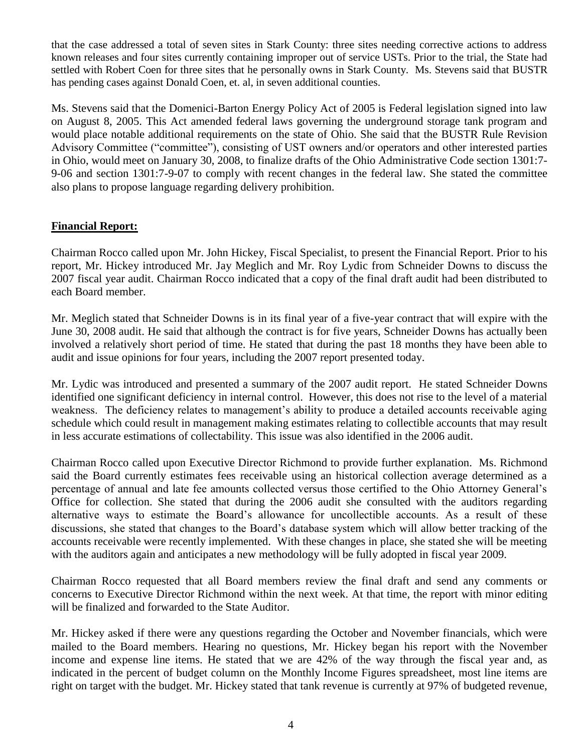that the case addressed a total of seven sites in Stark County: three sites needing corrective actions to address known releases and four sites currently containing improper out of service USTs. Prior to the trial, the State had settled with Robert Coen for three sites that he personally owns in Stark County. Ms. Stevens said that BUSTR has pending cases against Donald Coen, et. al, in seven additional counties.

Ms. Stevens said that the Domenici-Barton Energy Policy Act of 2005 is Federal legislation signed into law on August 8, 2005. This Act amended federal laws governing the underground storage tank program and would place notable additional requirements on the state of Ohio. She said that the BUSTR Rule Revision Advisory Committee ("committee"), consisting of UST owners and/or operators and other interested parties in Ohio, would meet on January 30, 2008, to finalize drafts of the Ohio Administrative Code section 1301:7-9-06 and section 1301:7-9-07 to comply with recent changes in the federal law. She stated the committee also plans to propose language regarding delivery prohibition.

**Financial Report:**

Chairman Rocco called upon Mr. John Hickey, Fiscal Specialist, to present the Financial Report. Prior to his report, Mr. Hickey introduced Mr. Jay Meglich and Mr. Roy Lydic from Schneider Downs to discuss the 2007 fiscal year audit. Chairman Rocco indicated that a copy of the final draft audit had been distributed to each Board member.

Mr. Meglich stated that Schneider Downs is in its final year of a five-year contract that will expire with the June 30, 2008 audit. He said that although the contract is for five years, Schneider Downs has actually been involved a relatively short period of time. He stated that during the past 18 months they have been able to audit and issue opinions for four years, including the 2007 report presented today.

Mr. Lydic was introduced and presented a summary of the 2007 audit report. He stated Schneider Downs identified one significant deficiency in internal control. However, this does not rise to the level of a material weakness. The deficiency relates to management's ability to produce a detailed accounts receivable aging schedule which could result in management making estimates relating to collectible accounts that may result in less accurate estimations of collectability. This issue was also identified in the 2006 audit.

Chairman Rocco called upon Executive Director Richmond to provide further explanation. Ms. Richmond said the Board currently estimates fees receivable using an historical collection average determined as a percentage of annual and late fee amounts collected versus those certified to the Ohio Attorney General's Office for collection. She stated that during the 2006 audit she consulted with the auditors regarding alternative ways to estimate the Board's allowance for uncollectible accounts. As a result of these discussions, she stated that changes to the Board's database system which will allow better tracking of the accounts receivable were recently implemented. With these changes in place, she stated she will be meeting with the auditors again and anticipates a new methodology will be fully adopted in fiscal year 2009.

Chairman Rocco requested that all Board members review the final draft and send any comments or concerns to Executive Director Richmond within the next week. At that time, the report with minor editing will be finalized and forwarded to the State Auditor.

Mr. Hickey asked if there were any questions regarding the October and November financials, which were mailed to the Board members. Hearing no questions, Mr. Hickey began his report with the November income and expense line items. He stated that we are 42% of the way through the fiscal year and, as indicated in the percent of budget column on the Monthly Income Figures spreadsheet, most line items are right on target with the budget. Mr. Hickey stated that tank revenue is currently at 97% of budgeted revenue,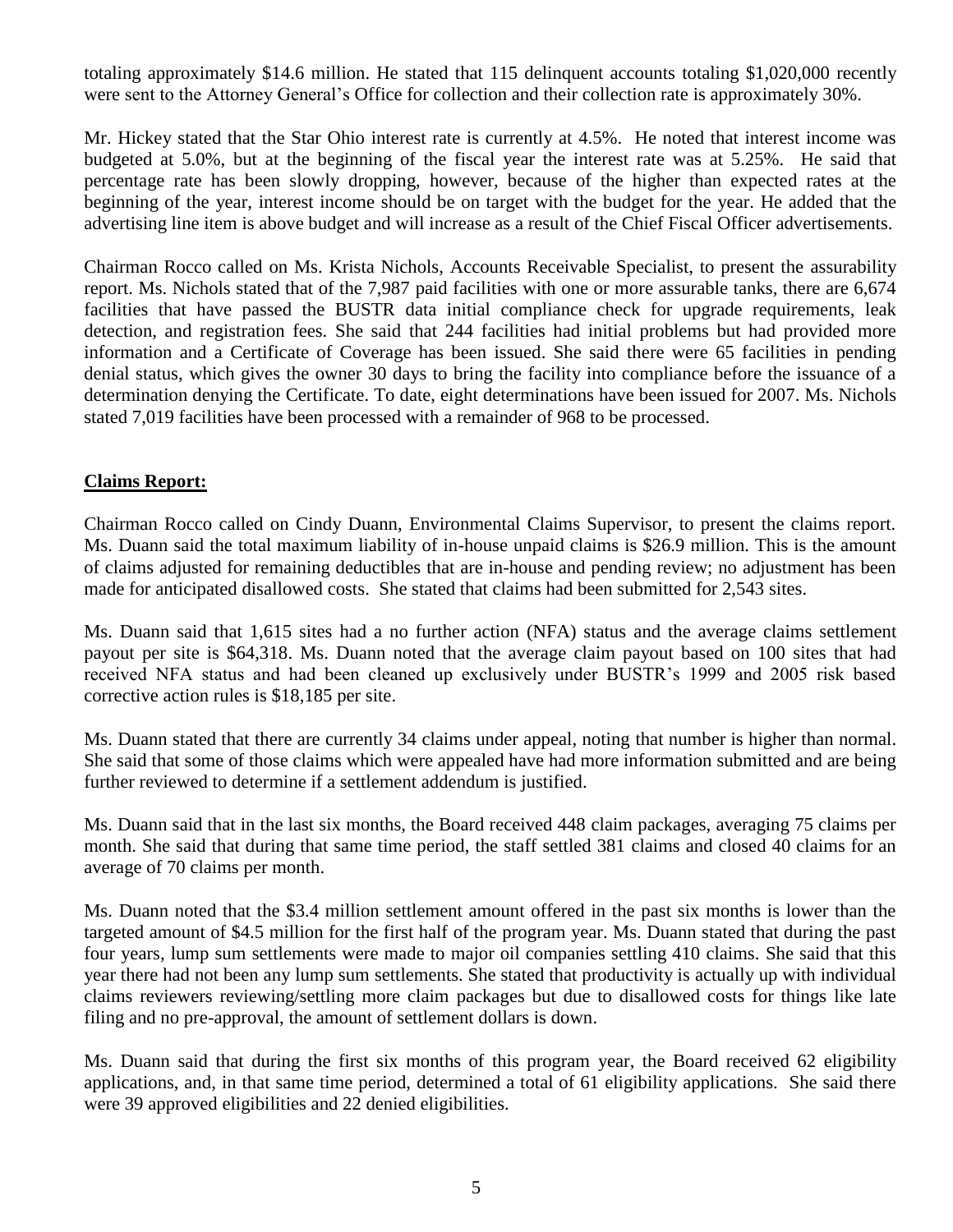totaling approximately $14.6 million. He stated that 115 delinquent accounts totaling $1,020,000 recently were sent to the Attorney General's Office for collection and their collection rate is approximately 30%.

Mr. Hickey stated that the Star Ohio interest rate is currently at 4.5%. He noted that interest income was budgeted at 5.0%, but at the beginning of the fiscal year the interest rate was at 5.25%. He said that percentage rate has been slowly dropping, however, because of the higher than expected rates at the beginning of the year, interest income should be on target with the budget for the year. He added that the advertising line item is above budget and will increase as a result of the Chief Fiscal Officer advertisements.

Chairman Rocco called on Ms. Krista Nichols, Accounts Receivable Specialist, to present the assurability report. Ms. Nichols stated that of the 7,987 paid facilities with one or more assurable tanks, there are 6,674 facilities that have passed the BUSTR data initial compliance check for upgrade requirements, leak detection, and registration fees. She said that 244 facilities had initial problems but had provided more information and a Certificate of Coverage has been issued. She said there were 65 facilities in pending denial status, which gives the owner 30 days to bring the facility into compliance before the issuance of a determination denying the Certificate. To date, eight determinations have been issued for 2007. Ms. Nichols stated 7,019 facilities have been processed with a remainder of 968 to be processed.

**Claims Report:**

Chairman Rocco called on Cindy Duann, Environmental Claims Supervisor, to present the claims report. Ms. Duann said the total maximum liability of in-house unpaid claims is $26.9 million. This is the amount of claims adjusted for remaining deductibles that are in-house and pending review; no adjustment has been made for anticipated disallowed costs. She stated that claims had been submitted for 2,543 sites.

Ms. Duann said that 1,615 sites had a no further action (NFA) status and the average claims settlement payout per site is $64,318. Ms. Duann noted that the average claim payout based on 100 sites that had received NFA status and had been cleaned up exclusively under BUSTR's 1999 and 2005 risk based corrective action rules is $18,185 per site.

Ms. Duann stated that there are currently 34 claims under appeal, noting that number is higher than normal. She said that some of those claims which were appealed have had more information submitted and are being further reviewed to determine if a settlement addendum is justified.

Ms. Duann said that in the last six months, the Board received 448 claim packages, averaging 75 claims per month. She said that during that same time period, the staff settled 381 claims and closed 40 claims for an average of 70 claims per month.

Ms. Duann noted that the $3.4 million settlement amount offered in the past six months is lower than the targeted amount of $4.5 million for the first half of the program year. Ms. Duann stated that during the past four years, lump sum settlements were made to major oil companies settling 410 claims. She said that this year there had not been any lump sum settlements. She stated that productivity is actually up with individual claims reviewers reviewing/settling more claim packages but due to disallowed costs for things like late filing and no pre-approval, the amount of settlement dollars is down.

Ms. Duann said that during the first six months of this program year, the Board received 62 eligibility applications, and, in that same time period, determined a total of 61 eligibility applications. She said there were 39 approved eligibilities and 22 denied eligibilities.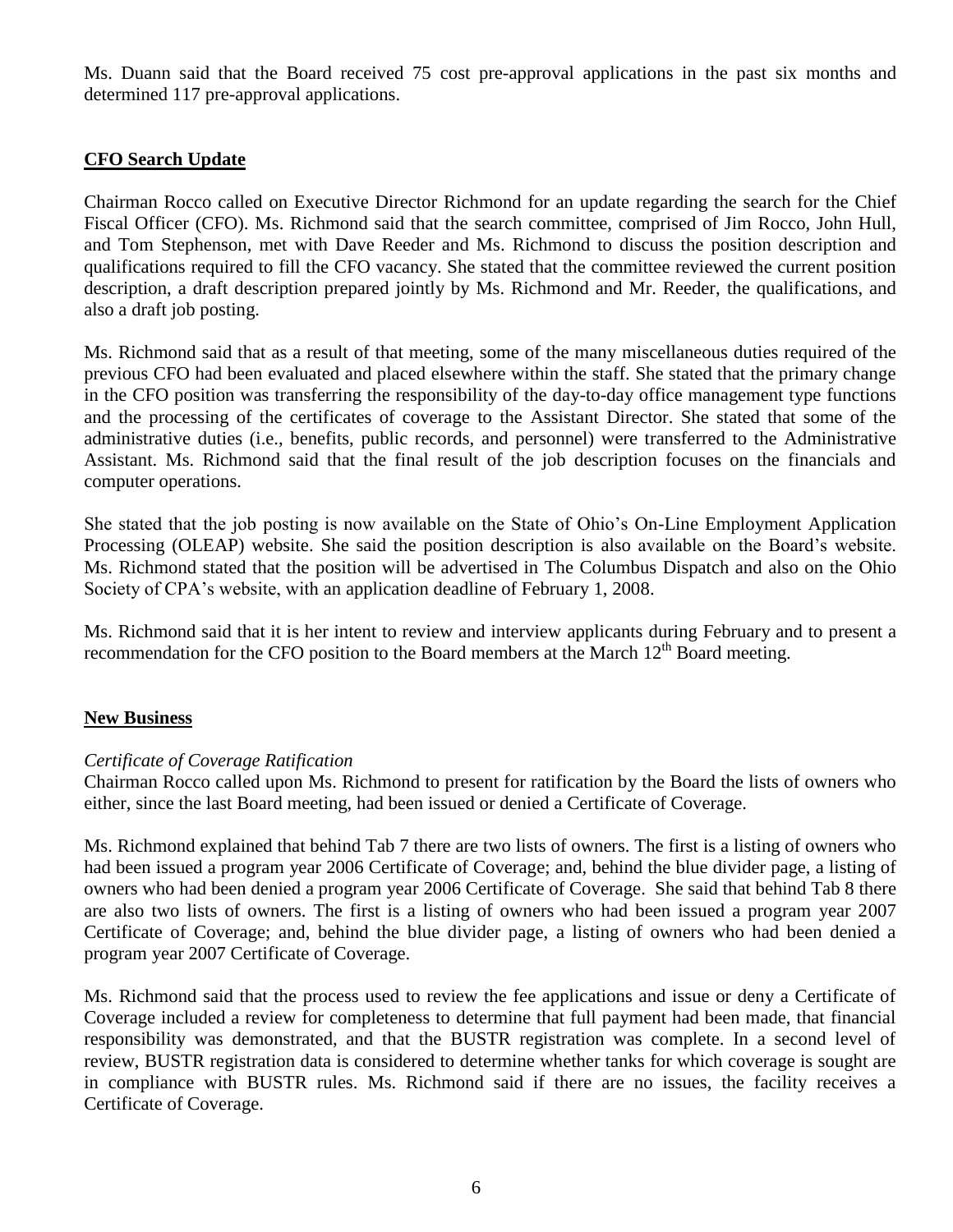Ms. Duann said that the Board received 75 cost pre-approval applications in the past six months and determined 117 pre-approval applications.

## **CFO Search Update**

Chairman Rocco called on Executive Director Richmond for an update regarding the search for the Chief Fiscal Officer (CFO). Ms. Richmond said that the search committee, comprised of Jim Rocco, John Hull, and Tom Stephenson, met with Dave Reeder and Ms. Richmond to discuss the position description and qualifications required to fill the CFO vacancy. She stated that the committee reviewed the current position description, a draft description prepared jointly by Ms. Richmond and Mr. Reeder, the qualifications, and also a draft job posting.

Ms. Richmond said that as a result of that meeting, some of the many miscellaneous duties required of the previous CFO had been evaluated and placed elsewhere within the staff. She stated that the primary change in the CFO position was transferring the responsibility of the day-to-day office management type functions and the processing of the certificates of coverage to the Assistant Director. She stated that some of the administrative duties (i.e., benefits, public records, and personnel) were transferred to the Administrative Assistant. Ms. Richmond said that the final result of the job description focuses on the financials and computer operations.

She stated that the job posting is now available on the State of Ohio's On-Line Employment Application Processing (OLEAP) website. She said the position description is also available on the Board's website. Ms. Richmond stated that the position will be advertised in The Columbus Dispatch and also on the Ohio Society of CPA's website, with an application deadline of February 1, 2008.

Ms. Richmond said that it is her intent to review and interview applicants during February and to present a recommendation for the CFO position to the Board members at the March 12th Board meeting.

## **New Business**

*Certificate of Coverage Ratification*

Chairman Rocco called upon Ms. Richmond to present for ratification by the Board the lists of owners who either, since the last Board meeting, had been issued or denied a Certificate of Coverage.

Ms. Richmond explained that behind Tab 7 there are two lists of owners. The first is a listing of owners who had been issued a program year 2006 Certificate of Coverage; and, behind the blue divider page, a listing of owners who had been denied a program year 2006 Certificate of Coverage. She said that behind Tab 8 there are also two lists of owners. The first is a listing of owners who had been issued a program year 2007 Certificate of Coverage; and, behind the blue divider page, a listing of owners who had been denied a program year 2007 Certificate of Coverage.

Ms. Richmond said that the process used to review the fee applications and issue or deny a Certificate of Coverage included a review for completeness to determine that full payment had been made, that financial responsibility was demonstrated, and that the BUSTR registration was complete. In a second level of review, BUSTR registration data is considered to determine whether tanks for which coverage is sought are in compliance with BUSTR rules. Ms. Richmond said if there are no issues, the facility receives a Certificate of Coverage.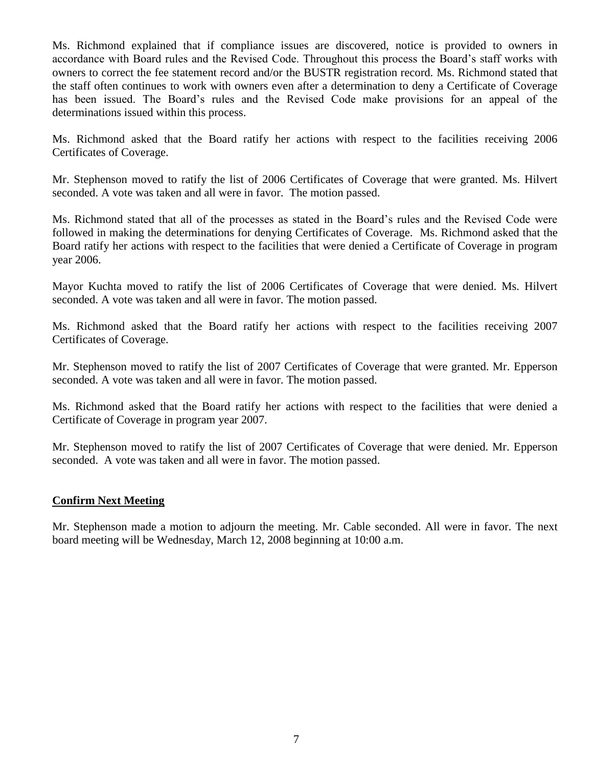Ms. Richmond explained that if compliance issues are discovered, notice is provided to owners in accordance with Board rules and the Revised Code. Throughout this process the Board's staff works with owners to correct the fee statement record and/or the BUSTR registration record. Ms. Richmond stated that the staff often continues to work with owners even after a determination to deny a Certificate of Coverage has been issued. The Board's rules and the Revised Code make provisions for an appeal of the determinations issued within this process.

Ms. Richmond asked that the Board ratify her actions with respect to the facilities receiving 2006 Certificates of Coverage.

Mr. Stephenson moved to ratify the list of 2006 Certificates of Coverage that were granted. Ms. Hilvert seconded. A vote was taken and all were in favor. The motion passed.

Ms. Richmond stated that all of the processes as stated in the Board's rules and the Revised Code were followed in making the determinations for denying Certificates of Coverage. Ms. Richmond asked that the Board ratify her actions with respect to the facilities that were denied a Certificate of Coverage in program year 2006.

Mayor Kuchta moved to ratify the list of 2006 Certificates of Coverage that were denied. Ms. Hilvert seconded. A vote was taken and all were in favor. The motion passed.

Ms. Richmond asked that the Board ratify her actions with respect to the facilities receiving 2007 Certificates of Coverage.

Mr. Stephenson moved to ratify the list of 2007 Certificates of Coverage that were granted. Mr. Epperson seconded. A vote was taken and all were in favor. The motion passed.

Ms. Richmond asked that the Board ratify her actions with respect to the facilities that were denied a Certificate of Coverage in program year 2007.

Mr. Stephenson moved to ratify the list of 2007 Certificates of Coverage that were denied. Mr. Epperson seconded. A vote was taken and all were in favor. The motion passed.

## Confirm Next Meeting

Mr. Stephenson made a motion to adjourn the meeting. Mr. Cable seconded. All were in favor. The next board meeting will be Wednesday, March 12, 2008 beginning at 10:00 a.m.